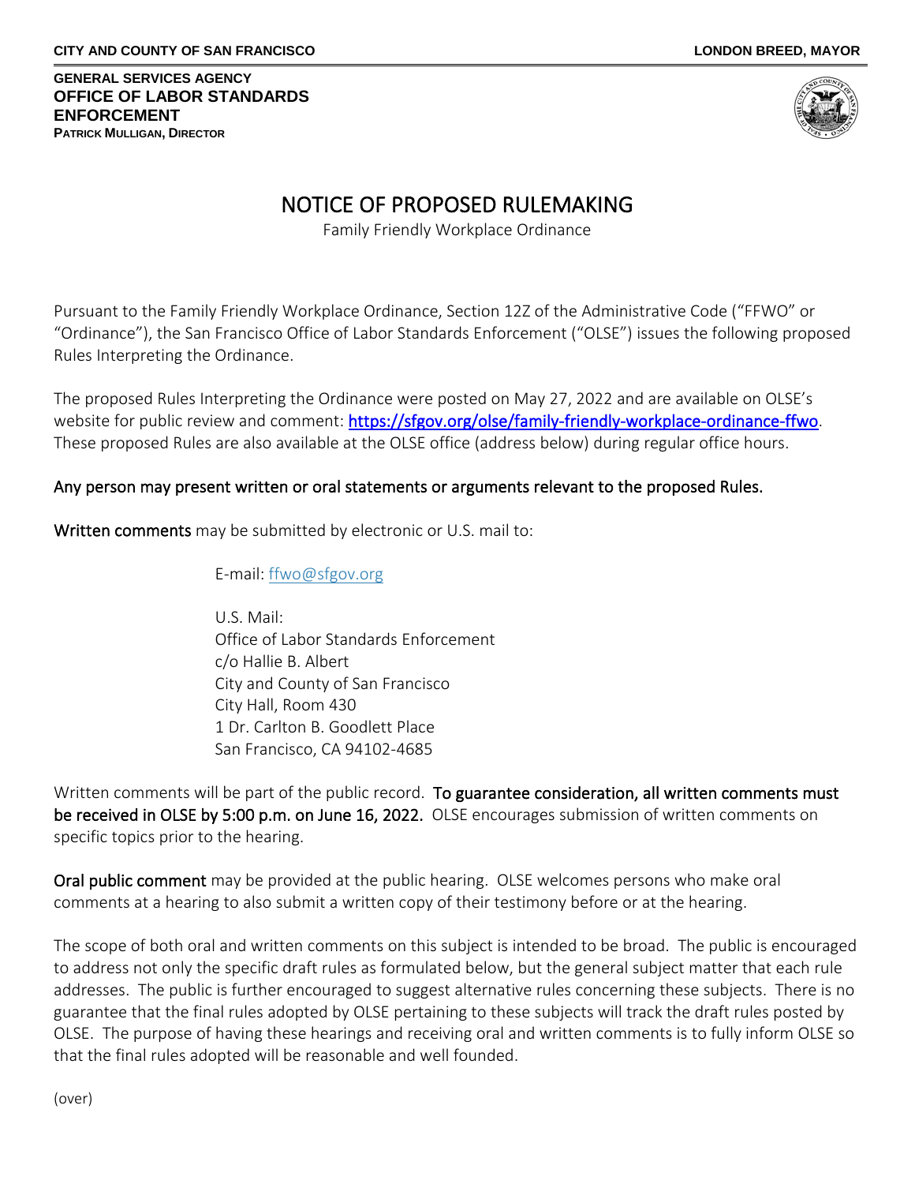**CITY AND COUNTY OF SAN FRANCISCO** **LONDON BREED, MAYOR**

**GENERAL SERVICES AGENCY**
**OFFICE OF LABOR STANDARDS ENFORCEMENT**
**PATRICK MULLIGAN, DIRECTOR**

# NOTICE OF PROPOSED RULEMAKING

Family Friendly Workplace Ordinance

Pursuant to the Family Friendly Workplace Ordinance, Section 12Z of the Administrative Code ("FFWO" or "Ordinance"), the San Francisco Office of Labor Standards Enforcement ("OLSE") issues the following proposed Rules Interpreting the Ordinance.

The proposed Rules Interpreting the Ordinance were posted on May 27, 2022 and are available on OLSE's website for public review and comment: https://sfgov.org/olse/family-friendly-workplace-ordinance-ffwo. These proposed Rules are also available at the OLSE office (address below) during regular office hours.

**Any person may present written or oral statements or arguments relevant to the proposed Rules.**

**Written comments** may be submitted by electronic or U.S. mail to:

> E-mail: ffwo@sfgov.org
>
> U.S. Mail:
> Office of Labor Standards Enforcement
> c/o Hallie B. Albert
> City and County of San Francisco
> City Hall, Room 430
> 1 Dr. Carlton B. Goodlett Place
> San Francisco, CA 94102-4685

Written comments will be part of the public record. **To guarantee consideration, all written comments must be received in OLSE by 5:00 p.m. on June 16, 2022.** OLSE encourages submission of written comments on specific topics prior to the hearing.

**Oral public comment** may be provided at the public hearing. OLSE welcomes persons who make oral comments at a hearing to also submit a written copy of their testimony before or at the hearing.

The scope of both oral and written comments on this subject is intended to be broad. The public is encouraged to address not only the specific draft rules as formulated below, but the general subject matter that each rule addresses. The public is further encouraged to suggest alternative rules concerning these subjects. There is no guarantee that the final rules adopted by OLSE pertaining to these subjects will track the draft rules posted by OLSE. The purpose of having these hearings and receiving oral and written comments is to fully inform OLSE so that the final rules adopted will be reasonable and well founded.

(over)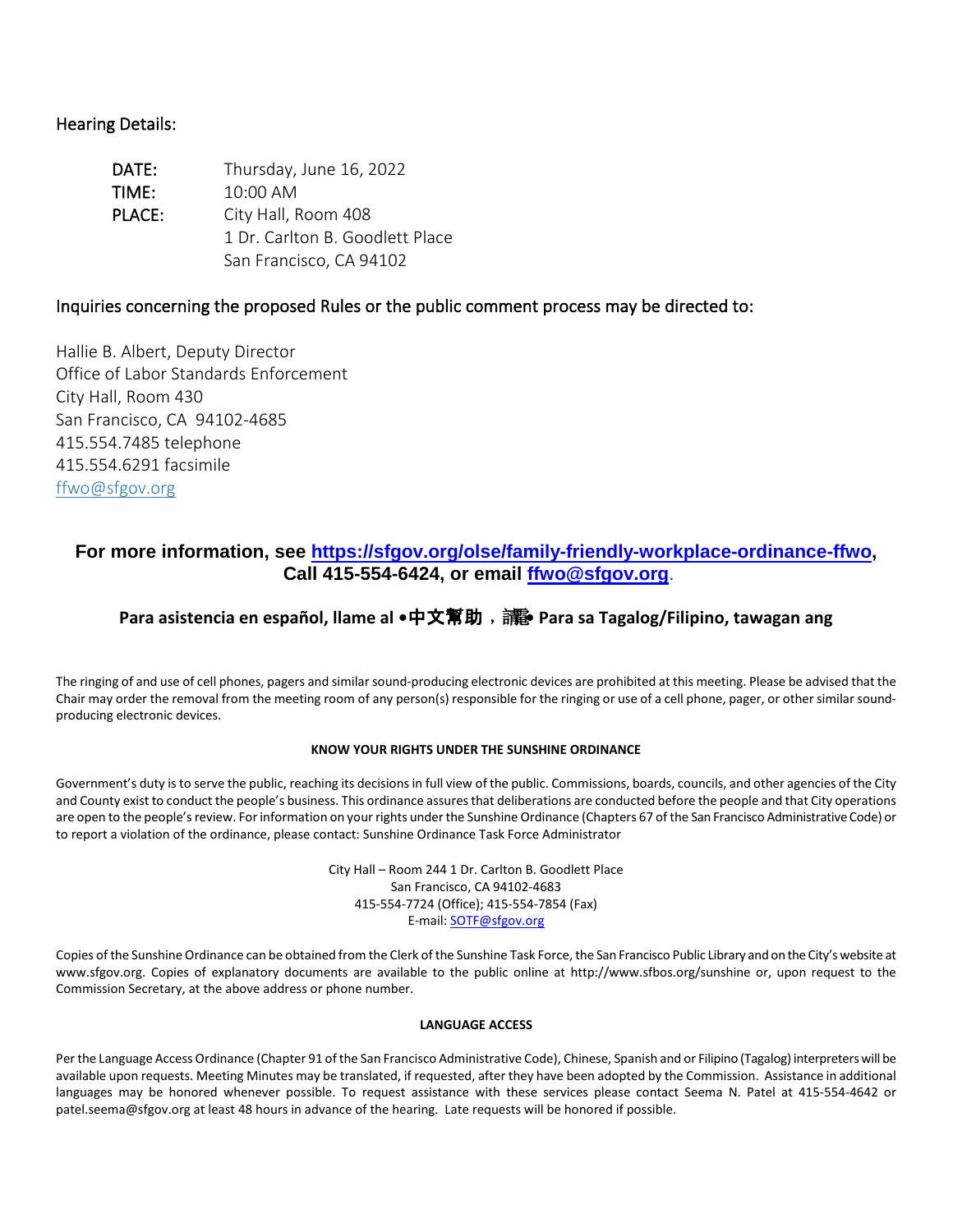Hearing Details:

**DATE:** Thursday, June 16, 2022
**TIME:** 10:00 AM
**PLACE:** City Hall, Room 408
1 Dr. Carlton B. Goodlett Place
San Francisco, CA 94102

Inquiries concerning the proposed Rules or the public comment process may be directed to:

Hallie B. Albert, Deputy Director
Office of Labor Standards Enforcement
City Hall, Room 430
San Francisco, CA 94102-4685
415.554.7485 telephone
415.554.6291 facsimile
ffwo@sfgov.org

**For more information, see https://sfgov.org/olse/family-friendly-workplace-ordinance-ffwo, Call 415-554-6424, or email ffwo@sfgov.org.**

**Para asistencia en español, llame al •中文幫助，請電• Para sa Tagalog/Filipino, tawagan ang**

The ringing of and use of cell phones, pagers and similar sound-producing electronic devices are prohibited at this meeting. Please be advised that the Chair may order the removal from the meeting room of any person(s) responsible for the ringing or use of a cell phone, pager, or other similar sound-producing electronic devices.

**KNOW YOUR RIGHTS UNDER THE SUNSHINE ORDINANCE**

Government's duty is to serve the public, reaching its decisions in full view of the public. Commissions, boards, councils, and other agencies of the City and County exist to conduct the people's business. This ordinance assures that deliberations are conducted before the people and that City operations are open to the people's review. For information on your rights under the Sunshine Ordinance (Chapters 67 of the San Francisco Administrative Code) or to report a violation of the ordinance, please contact: Sunshine Ordinance Task Force Administrator

City Hall – Room 244 1 Dr. Carlton B. Goodlett Place
San Francisco, CA 94102-4683
415-554-7724 (Office); 415-554-7854 (Fax)
E-mail: SOTF@sfgov.org

Copies of the Sunshine Ordinance can be obtained from the Clerk of the Sunshine Task Force, the San Francisco Public Library and on the City's website at www.sfgov.org. Copies of explanatory documents are available to the public online at http://www.sfbos.org/sunshine or, upon request to the Commission Secretary, at the above address or phone number.

**LANGUAGE ACCESS**

Per the Language Access Ordinance (Chapter 91 of the San Francisco Administrative Code), Chinese, Spanish and or Filipino (Tagalog) interpreters will be available upon requests. Meeting Minutes may be translated, if requested, after they have been adopted by the Commission. Assistance in additional languages may be honored whenever possible. To request assistance with these services please contact Seema N. Patel at 415-554-4642 or patel.seema@sfgov.org at least 48 hours in advance of the hearing. Late requests will be honored if possible.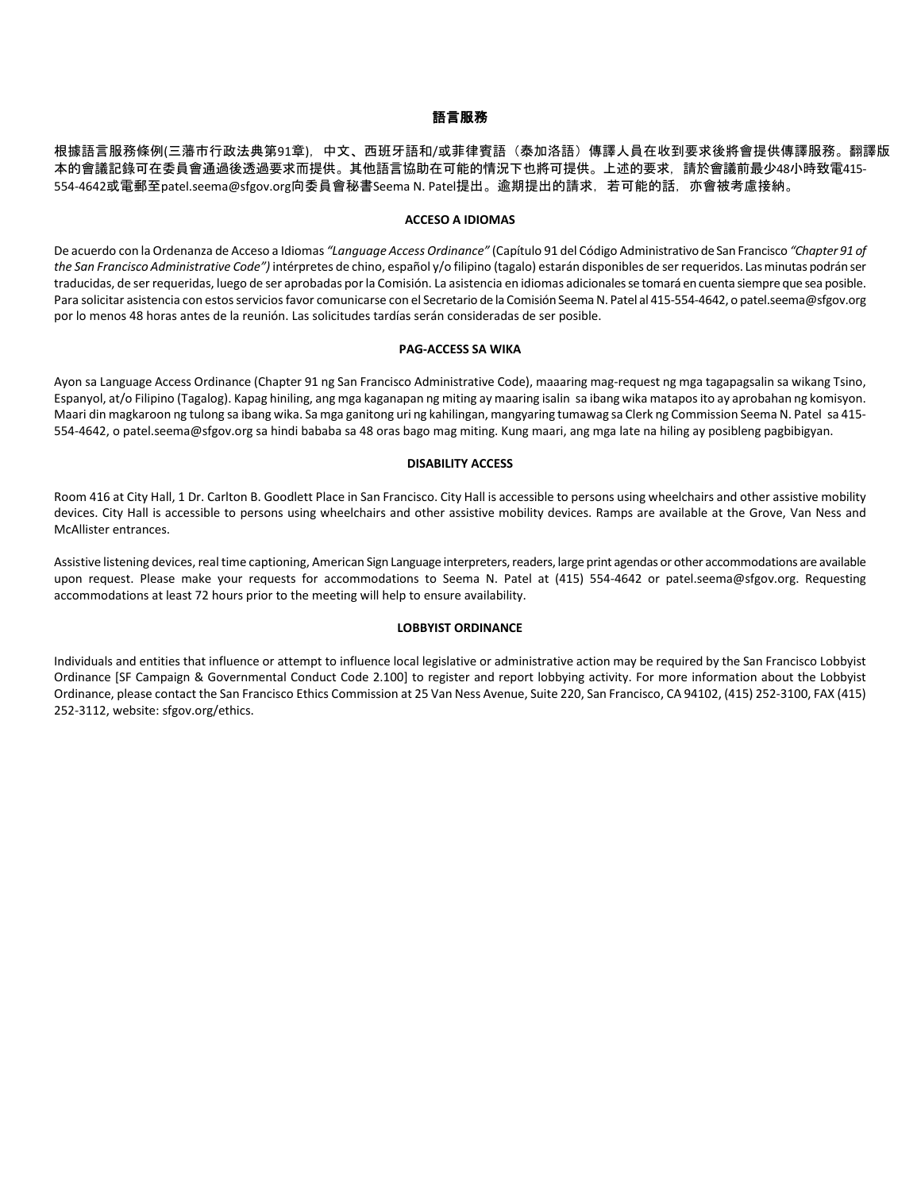## 語言服務

根據語言服務條例(三藩市行政法典第91章)，中文、西班牙語和/或菲律賓語（泰加洛語）傳譯人員在收到要求後將會提供傳譯服務。翻譯版本的會議記錄可在委員會通過後透過要求而提供。其他語言協助在可能的情況下也將可提供。上述的要求，請於會議前最少48小時致電415-554-4642或電郵至patel.seema@sfgov.org向委員會秘書Seema N. Patel提出。逾期提出的請求，若可能的話，亦會被考慮接納。

## ACCESO A IDIOMAS

De acuerdo con la Ordenanza de Acceso a Idiomas *"Language Access Ordinance"* (Capítulo 91 del Código Administrativo de San Francisco *"Chapter 91 of the San Francisco Administrative Code")* intérpretes de chino, español y/o filipino (tagalo) estarán disponibles de ser requeridos. Las minutas podrán ser traducidas, de ser requeridas, luego de ser aprobadas por la Comisión. La asistencia en idiomas adicionales se tomará en cuenta siempre que sea posible. Para solicitar asistencia con estos servicios favor comunicarse con el Secretario de la Comisión Seema N. Patel al 415-554-4642, o patel.seema@sfgov.org por lo menos 48 horas antes de la reunión. Las solicitudes tardías serán consideradas de ser posible.

## PAG-ACCESS SA WIKA

Ayon sa Language Access Ordinance (Chapter 91 ng San Francisco Administrative Code), maaaring mag-request ng mga tagapagsalin sa wikang Tsino, Espanyol, at/o Filipino (Tagalog). Kapag hiniling, ang mga kaganapan ng miting ay maaring isalin sa ibang wika matapos ito ay aprobahan ng komisyon. Maari din magkaroon ng tulong sa ibang wika. Sa mga ganitong uri ng kahilingan, mangyaring tumawag sa Clerk ng Commission Seema N. Patel sa 415-554-4642, o patel.seema@sfgov.org sa hindi bababa sa 48 oras bago mag miting. Kung maari, ang mga late na hiling ay posibleng pagbibigyan.

## DISABILITY ACCESS

Room 416 at City Hall, 1 Dr. Carlton B. Goodlett Place in San Francisco. City Hall is accessible to persons using wheelchairs and other assistive mobility devices. City Hall is accessible to persons using wheelchairs and other assistive mobility devices. Ramps are available at the Grove, Van Ness and McAllister entrances.

Assistive listening devices, real time captioning, American Sign Language interpreters, readers, large print agendas or other accommodations are available upon request. Please make your requests for accommodations to Seema N. Patel at (415) 554-4642 or patel.seema@sfgov.org. Requesting accommodations at least 72 hours prior to the meeting will help to ensure availability.

## LOBBYIST ORDINANCE

Individuals and entities that influence or attempt to influence local legislative or administrative action may be required by the San Francisco Lobbyist Ordinance [SF Campaign & Governmental Conduct Code 2.100] to register and report lobbying activity. For more information about the Lobbyist Ordinance, please contact the San Francisco Ethics Commission at 25 Van Ness Avenue, Suite 220, San Francisco, CA 94102, (415) 252-3100, FAX (415) 252-3112, website: sfgov.org/ethics.